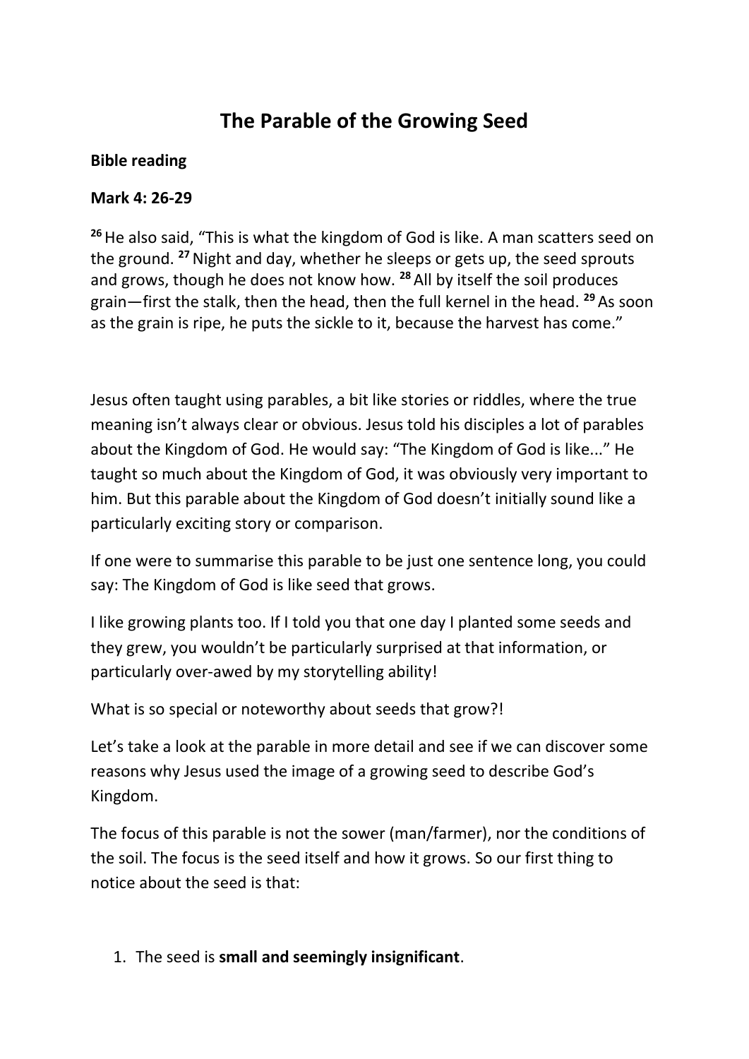# The Parable of the Growing Seed

**Bible reading**

**Mark 4: 26-29**

[26] He also said, "This is what the kingdom of God is like. A man scatters seed on the ground. [27] Night and day, whether he sleeps or gets up, the seed sprouts and grows, though he does not know how. [28] All by itself the soil produces grain—first the stalk, then the head, then the full kernel in the head. [29] As soon as the grain is ripe, he puts the sickle to it, because the harvest has come."

Jesus often taught using parables, a bit like stories or riddles, where the true meaning isn't always clear or obvious. Jesus told his disciples a lot of parables about the Kingdom of God. He would say: "The Kingdom of God is like..." He taught so much about the Kingdom of God, it was obviously very important to him. But this parable about the Kingdom of God doesn't initially sound like a particularly exciting story or comparison.

If one were to summarise this parable to be just one sentence long, you could say: The Kingdom of God is like seed that grows.

I like growing plants too. If I told you that one day I planted some seeds and they grew, you wouldn't be particularly surprised at that information, or particularly over-awed by my storytelling ability!

What is so special or noteworthy about seeds that grow?!

Let's take a look at the parable in more detail and see if we can discover some reasons why Jesus used the image of a growing seed to describe God's Kingdom.

The focus of this parable is not the sower (man/farmer), nor the conditions of the soil. The focus is the seed itself and how it grows. So our first thing to notice about the seed is that:

1. The seed is **small and seemingly insignificant**.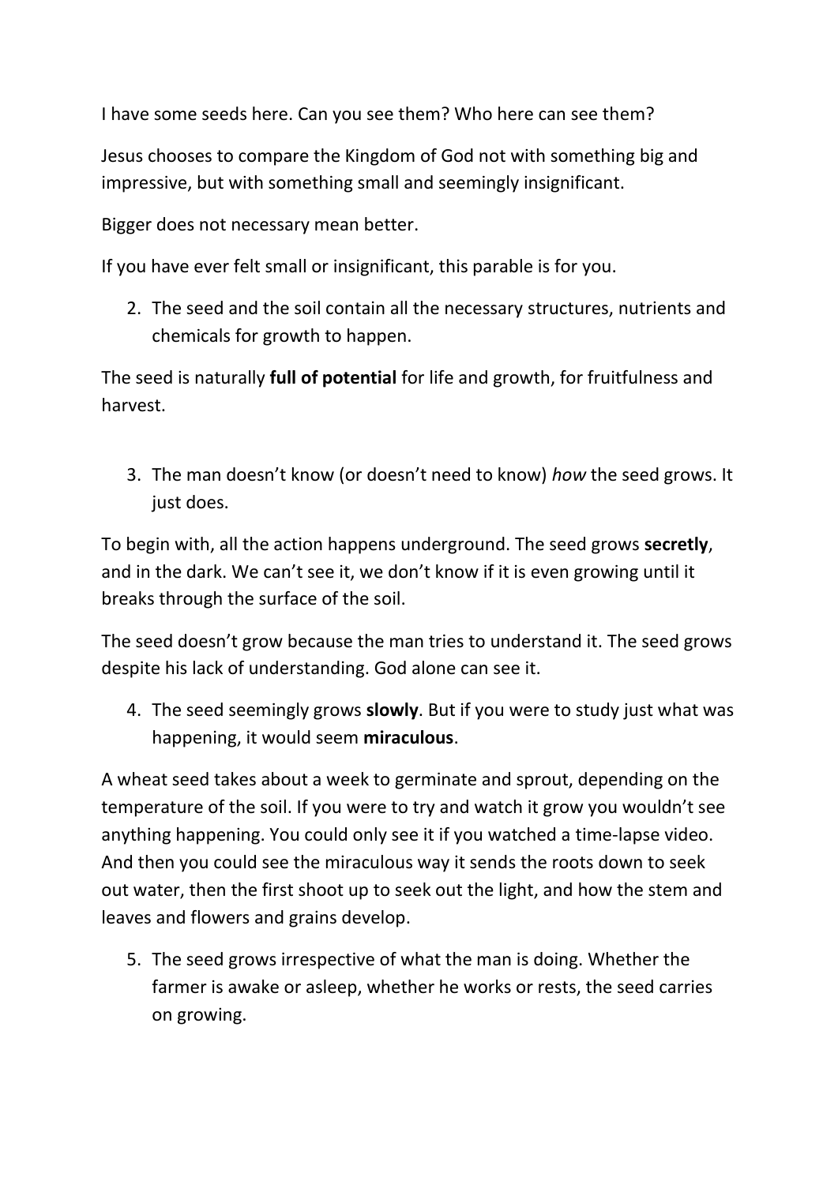I have some seeds here. Can you see them? Who here can see them?

Jesus chooses to compare the Kingdom of God not with something big and impressive, but with something small and seemingly insignificant.

Bigger does not necessary mean better.

If you have ever felt small or insignificant, this parable is for you.

2. The seed and the soil contain all the necessary structures, nutrients and chemicals for growth to happen.

The seed is naturally **full of potential** for life and growth, for fruitfulness and harvest.

3. The man doesn't know (or doesn't need to know) *how* the seed grows. It just does.

To begin with, all the action happens underground. The seed grows **secretly**, and in the dark. We can't see it, we don't know if it is even growing until it breaks through the surface of the soil.

The seed doesn't grow because the man tries to understand it. The seed grows despite his lack of understanding. God alone can see it.

4. The seed seemingly grows **slowly**. But if you were to study just what was happening, it would seem **miraculous**.

A wheat seed takes about a week to germinate and sprout, depending on the temperature of the soil. If you were to try and watch it grow you wouldn't see anything happening. You could only see it if you watched a time-lapse video. And then you could see the miraculous way it sends the roots down to seek out water, then the first shoot up to seek out the light, and how the stem and leaves and flowers and grains develop.

5. The seed grows irrespective of what the man is doing. Whether the farmer is awake or asleep, whether he works or rests, the seed carries on growing.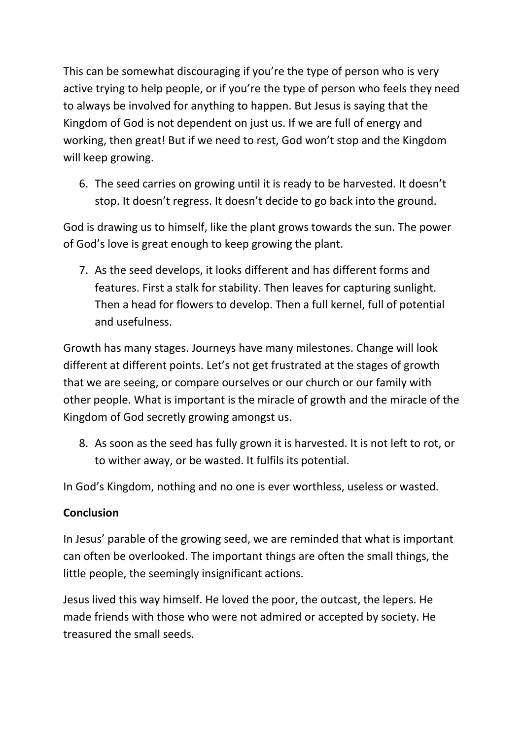This can be somewhat discouraging if you're the type of person who is very active trying to help people, or if you're the type of person who feels they need to always be involved for anything to happen. But Jesus is saying that the Kingdom of God is not dependent on just us. If we are full of energy and working, then great! But if we need to rest, God won't stop and the Kingdom will keep growing.

6. The seed carries on growing until it is ready to be harvested. It doesn't stop. It doesn't regress. It doesn't decide to go back into the ground.

God is drawing us to himself, like the plant grows towards the sun. The power of God's love is great enough to keep growing the plant.

7. As the seed develops, it looks different and has different forms and features. First a stalk for stability. Then leaves for capturing sunlight. Then a head for flowers to develop. Then a full kernel, full of potential and usefulness.

Growth has many stages. Journeys have many milestones. Change will look different at different points. Let's not get frustrated at the stages of growth that we are seeing, or compare ourselves or our church or our family with other people. What is important is the miracle of growth and the miracle of the Kingdom of God secretly growing amongst us.

8. As soon as the seed has fully grown it is harvested. It is not left to rot, or to wither away, or be wasted. It fulfils its potential.

In God's Kingdom, nothing and no one is ever worthless, useless or wasted.

**Conclusion**

In Jesus' parable of the growing seed, we are reminded that what is important can often be overlooked. The important things are often the small things, the little people, the seemingly insignificant actions.

Jesus lived this way himself. He loved the poor, the outcast, the lepers. He made friends with those who were not admired or accepted by society. He treasured the small seeds.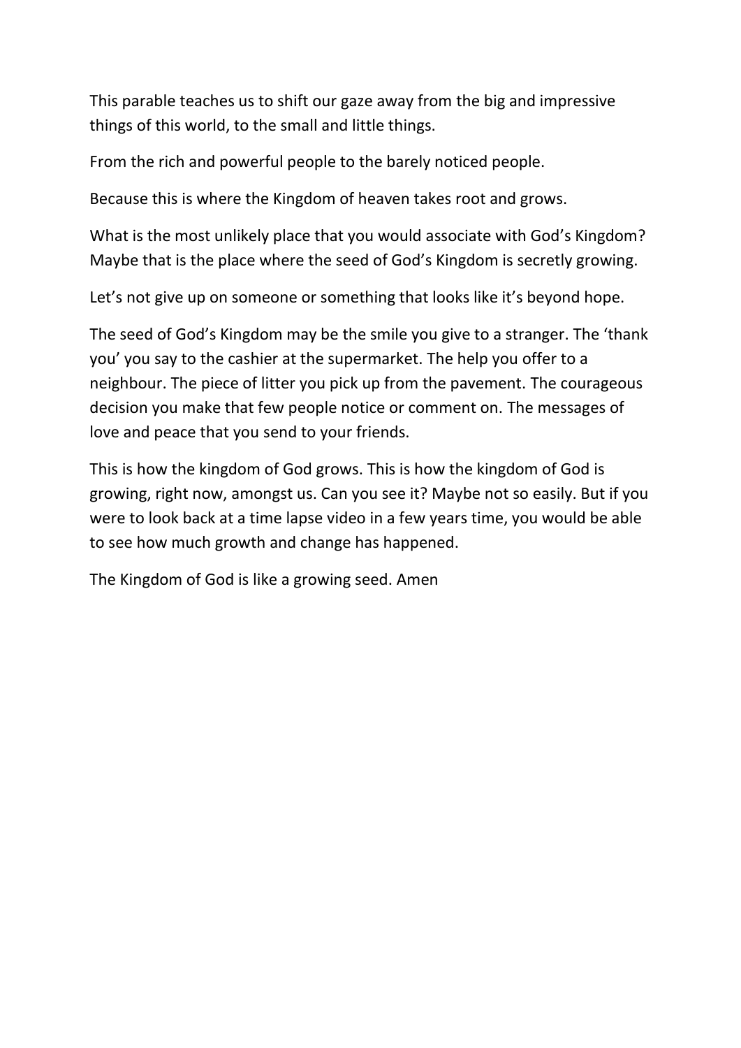This parable teaches us to shift our gaze away from the big and impressive things of this world, to the small and little things.

From the rich and powerful people to the barely noticed people.

Because this is where the Kingdom of heaven takes root and grows.

What is the most unlikely place that you would associate with God's Kingdom? Maybe that is the place where the seed of God's Kingdom is secretly growing.

Let's not give up on someone or something that looks like it's beyond hope.

The seed of God's Kingdom may be the smile you give to a stranger. The 'thank you' you say to the cashier at the supermarket. The help you offer to a neighbour. The piece of litter you pick up from the pavement. The courageous decision you make that few people notice or comment on. The messages of love and peace that you send to your friends.

This is how the kingdom of God grows. This is how the kingdom of God is growing, right now, amongst us. Can you see it? Maybe not so easily. But if you were to look back at a time lapse video in a few years time, you would be able to see how much growth and change has happened.

The Kingdom of God is like a growing seed. Amen